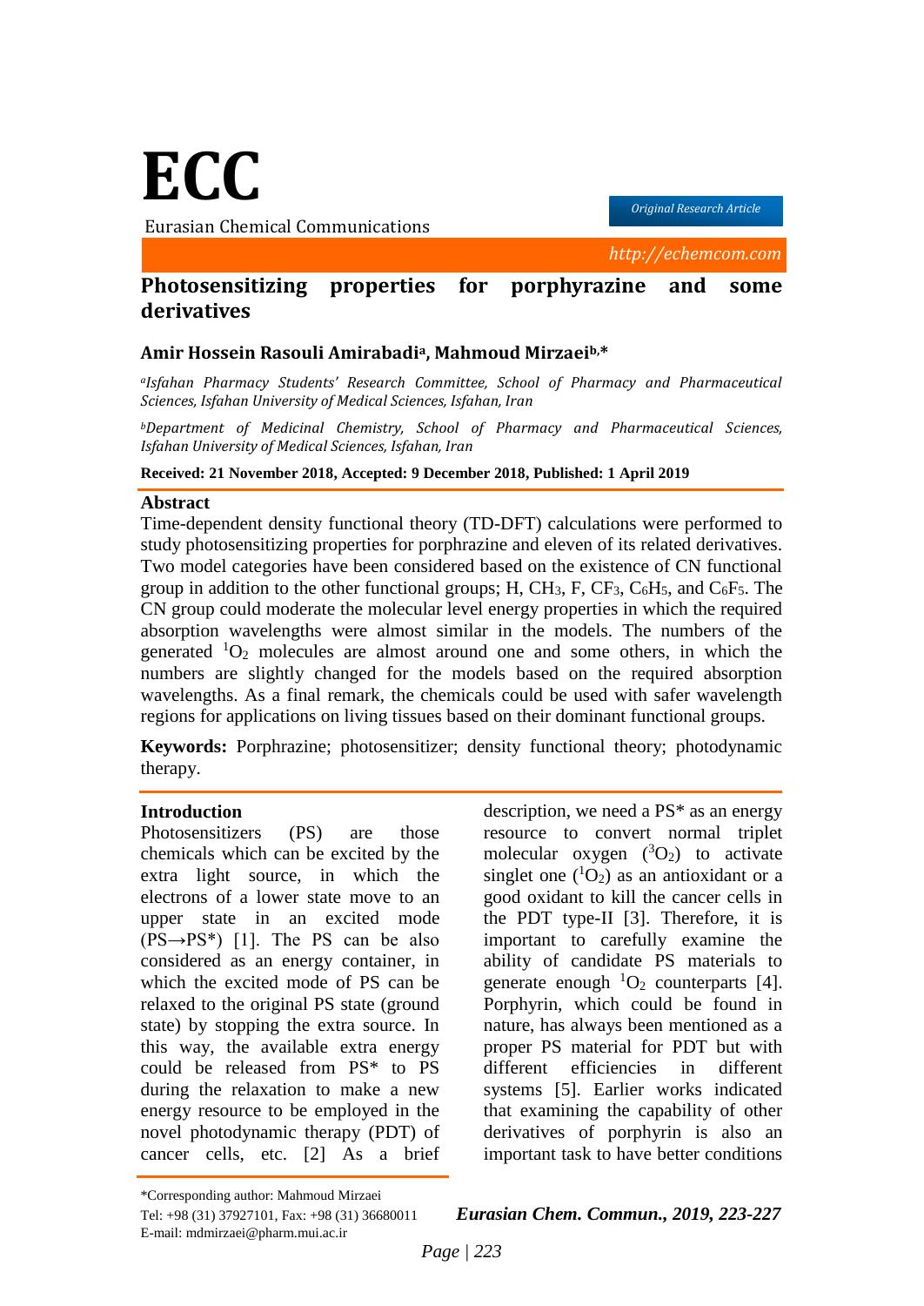# Photosensitizing properties for porphyrazine and some derivatives

**Amir Hossein Rasouli Amirabadi[a], Mahmoud Mirzaei[b,*]**

[a] *Isfahan Pharmacy Students' Research Committee, School of Pharmacy and Pharmaceutical Sciences, Isfahan University of Medical Sciences, Isfahan, Iran*

[b] *Department of Medicinal Chemistry, School of Pharmacy and Pharmaceutical Sciences, Isfahan University of Medical Sciences, Isfahan, Iran*

**Received: 21 November 2018, Accepted: 9 December 2018, Published: 1 April 2019**

## Abstract

Time-dependent density functional theory (TD-DFT) calculations were performed to study photosensitizing properties for porphrazine and eleven of its related derivatives. Two model categories have been considered based on the existence of CN functional group in addition to the other functional groups; H, $CH_3$, F, $CF_3$, $C_6H_5$, and $C_6F_5$. The CN group could moderate the molecular level energy properties in which the required absorption wavelengths were almost similar in the models. The numbers of the generated $^1O_2$ molecules are almost around one and some others, in which the numbers are slightly changed for the models based on the required absorption wavelengths. As a final remark, the chemicals could be used with safer wavelength regions for applications on living tissues based on their dominant functional groups.

**Keywords:** Porphrazine; photosensitizer; density functional theory; photodynamic therapy.

## Introduction

Photosensitizers (PS) are those chemicals which can be excited by the extra light source, in which the electrons of a lower state move to an upper state in an excited mode (PS→PS*) [1]. The PS can be also considered as an energy container, in which the excited mode of PS can be relaxed to the original PS state (ground state) by stopping the extra source. In this way, the available extra energy could be released from PS* to PS during the relaxation to make a new energy resource to be employed in the novel photodynamic therapy (PDT) of cancer cells, etc. [2] As a brief description, we need a PS* as an energy resource to convert normal triplet molecular oxygen ($^3O_2$) to activate singlet one ($^1O_2$) as an antioxidant or a good oxidant to kill the cancer cells in the PDT type-II [3]. Therefore, it is important to carefully examine the ability of candidate PS materials to generate enough $^1O_2$ counterparts [4]. Porphyrin, which could be found in nature, has always been mentioned as a proper PS material for PDT but with different efficiencies in different systems [5]. Earlier works indicated that examining the capability of other derivatives of porphyrin is also an important task to have better conditions

*Corresponding author: Mahmoud Mirzaei
Tel: +98 (31) 37927101, Fax: +98 (31) 36680011
E-mail: mdmirzaei@pharm.mui.ac.ir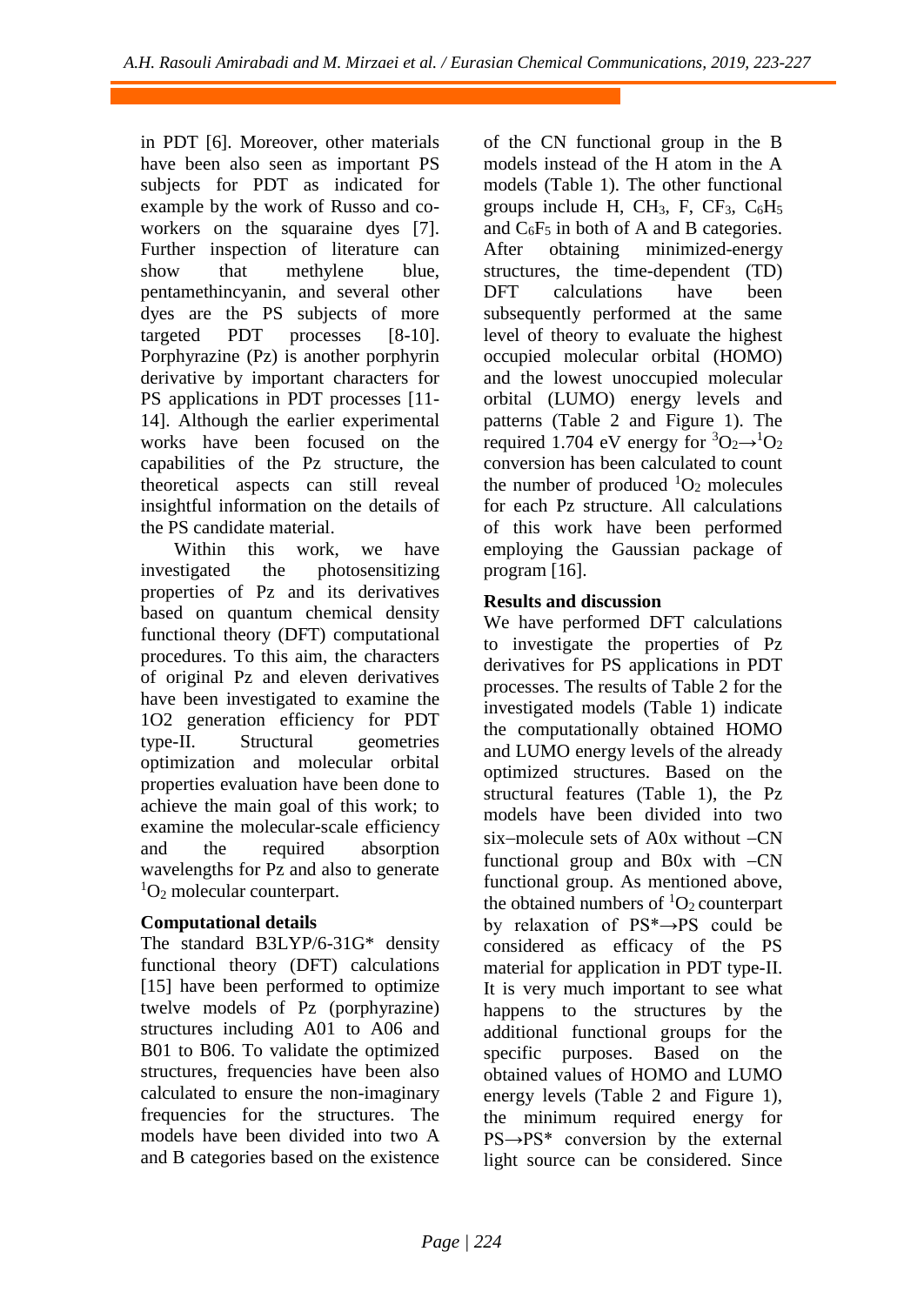in PDT [6]. Moreover, other materials have been also seen as important PS subjects for PDT as indicated for example by the work of Russo and co-workers on the squaraine dyes [7]. Further inspection of literature can show that methylene blue, pentamethincyanin, and several other dyes are the PS subjects of more targeted PDT processes [8-10]. Porphyrazine (Pz) is another porphyrin derivative by important characters for PS applications in PDT processes [11-14]. Although the earlier experimental works have been focused on the capabilities of the Pz structure, the theoretical aspects can still reveal insightful information on the details of the PS candidate material.

Within this work, we have investigated the photosensitizing properties of Pz and its derivatives based on quantum chemical density functional theory (DFT) computational procedures. To this aim, the characters of original Pz and eleven derivatives have been investigated to examine the 1O2 generation efficiency for PDT type-II. Structural geometries optimization and molecular orbital properties evaluation have been done to achieve the main goal of this work; to examine the molecular-scale efficiency and the required absorption wavelengths for Pz and also to generate $^{1}O_2$ molecular counterpart.

## Computational details

The standard B3LYP/6-31G* density functional theory (DFT) calculations [15] have been performed to optimize twelve models of Pz (porphyrazine) structures including A01 to A06 and B01 to B06. To validate the optimized structures, frequencies have been also calculated to ensure the non-imaginary frequencies for the structures. The models have been divided into two A and B categories based on the existence of the CN functional group in the B models instead of the H atom in the A models (Table 1). The other functional groups include H, $CH_3$, F, $CF_3$, $C_6H_5$ and $C_6F_5$ in both of A and B categories. After obtaining minimized-energy structures, the time-dependent (TD) DFT calculations have been subsequently performed at the same level of theory to evaluate the highest occupied molecular orbital (HOMO) and the lowest unoccupied molecular orbital (LUMO) energy levels and patterns (Table 2 and Figure 1). The required 1.704 eV energy for $^{3}O_2 \rightarrow {}^{1}O_2$ conversion has been calculated to count the number of produced $^{1}O_2$ molecules for each Pz structure. All calculations of this work have been performed employing the Gaussian package of program [16].

## Results and discussion

We have performed DFT calculations to investigate the properties of Pz derivatives for PS applications in PDT processes. The results of Table 2 for the investigated models (Table 1) indicate the computationally obtained HOMO and LUMO energy levels of the already optimized structures. Based on the structural features (Table 1), the Pz models have been divided into two six–molecule sets of A0x without –CN functional group and B0x with –CN functional group. As mentioned above, the obtained numbers of $^{1}O_2$ counterpart by relaxation of PS*→PS could be considered as efficacy of the PS material for application in PDT type-II. It is very much important to see what happens to the structures by the additional functional groups for the specific purposes. Based on the obtained values of HOMO and LUMO energy levels (Table 2 and Figure 1), the minimum required energy for PS→PS* conversion by the external light source can be considered. Since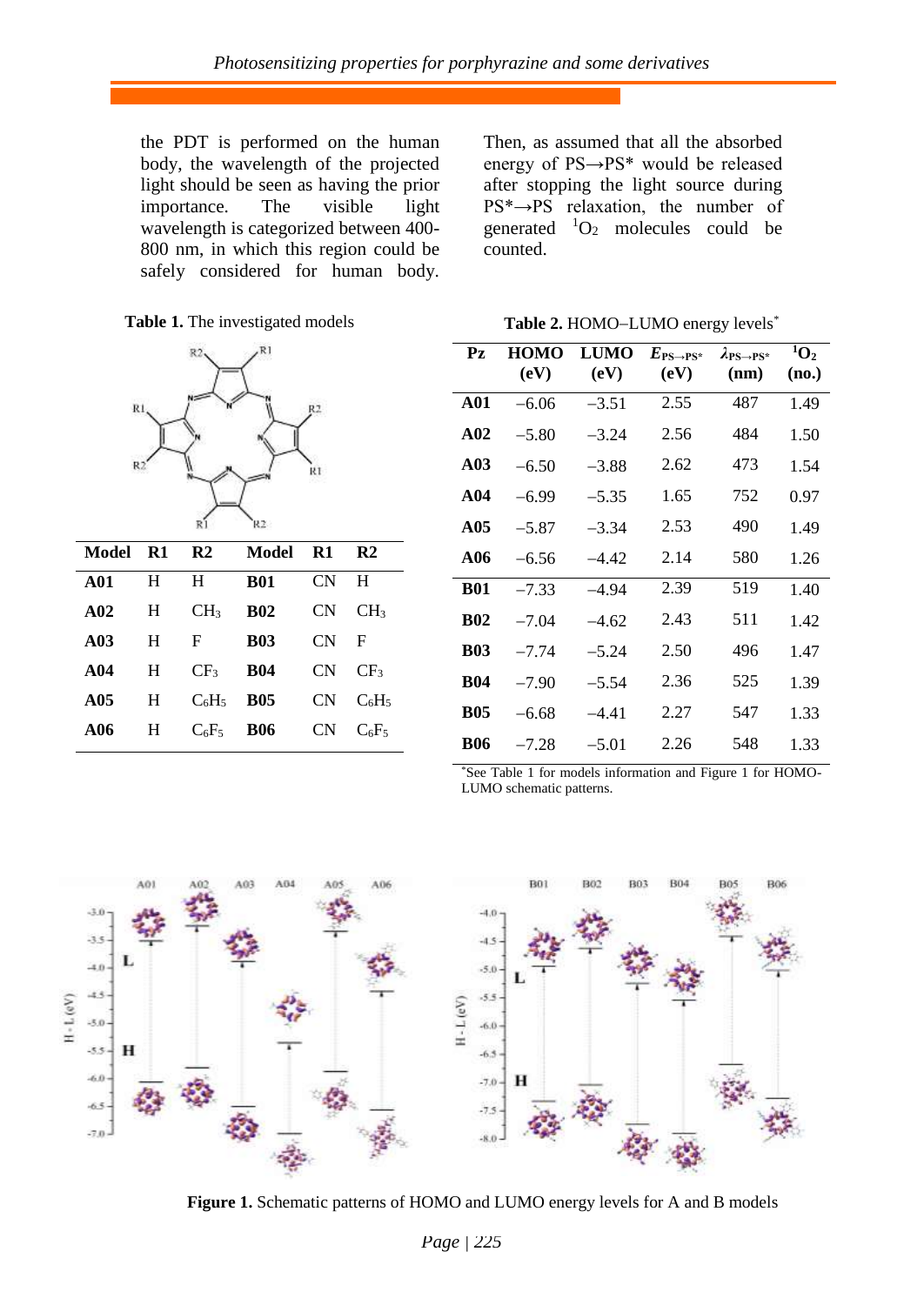the PDT is performed on the human body, the wavelength of the projected light should be seen as having the prior importance. The visible light wavelength is categorized between 400-800 nm, in which this region could be safely considered for human body. Then, as assumed that all the absorbed energy of PS→PS* would be released after stopping the light source during PS*→PS relaxation, the number of generated $^1O_2$ molecules could be counted.

**Table 1.** The investigated models

| Model | R1 | R2 | Model | R1 | R2 |
|---|---|---|---|---|---|
| **A01** | H | H | **B01** | CN | H |
| **A02** | H | $CH_3$ | **B02** | CN | $CH_3$ |
| **A03** | H | F | **B03** | CN | F |
| **A04** | H | $CF_3$ | **B04** | CN | $CF_3$ |
| **A05** | H | $C_6H_5$ | **B05** | CN | $C_6H_5$ |
| **A06** | H | $C_6F_5$ | **B06** | CN | $C_6F_5$ |

**Table 2.** HOMO–LUMO energy levels*

| Pz | HOMO (eV) | LUMO (eV) | $E_{PS\rightarrow PS*}$ (eV) | $\lambda_{PS\rightarrow PS*}$ (nm) | $^1O_2$ (no.) |
|---|---|---|---|---|---|
| **A01** | −6.06 | −3.51 | 2.55 | 487 | 1.49 |
| **A02** | −5.80 | −3.24 | 2.56 | 484 | 1.50 |
| **A03** | −6.50 | −3.88 | 2.62 | 473 | 1.54 |
| **A04** | −6.99 | −5.35 | 1.65 | 752 | 0.97 |
| **A05** | −5.87 | −3.34 | 2.53 | 490 | 1.49 |
| **A06** | −6.56 | −4.42 | 2.14 | 580 | 1.26 |
| **B01** | −7.33 | −4.94 | 2.39 | 519 | 1.40 |
| **B02** | −7.04 | −4.62 | 2.43 | 511 | 1.42 |
| **B03** | −7.74 | −5.24 | 2.50 | 496 | 1.47 |
| **B04** | −7.90 | −5.54 | 2.36 | 525 | 1.39 |
| **B05** | −6.68 | −4.41 | 2.27 | 547 | 1.33 |
| **B06** | −7.28 | −5.01 | 2.26 | 548 | 1.33 |

*See Table 1 for models information and Figure 1 for HOMO-LUMO schematic patterns.

**Figure 1.** Schematic patterns of HOMO and LUMO energy levels for A and B models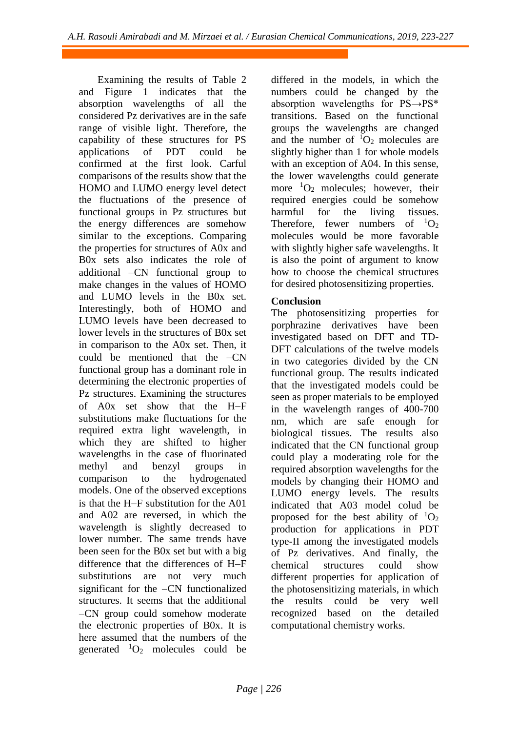Examining the results of Table 2 and Figure 1 indicates that the absorption wavelengths of all the considered Pz derivatives are in the safe range of visible light. Therefore, the capability of these structures for PS applications of PDT could be confirmed at the first look. Carful comparisons of the results show that the HOMO and LUMO energy level detect the fluctuations of the presence of functional groups in Pz structures but the energy differences are somehow similar to the exceptions. Comparing the properties for structures of A0x and B0x sets also indicates the role of additional –CN functional group to make changes in the values of HOMO and LUMO levels in the B0x set. Interestingly, both of HOMO and LUMO levels have been decreased to lower levels in the structures of B0x set in comparison to the A0x set. Then, it could be mentioned that the –CN functional group has a dominant role in determining the electronic properties of Pz structures. Examining the structures of A0x set show that the H–F substitutions make fluctuations for the required extra light wavelength, in which they are shifted to higher wavelengths in the case of fluorinated methyl and benzyl groups in comparison to the hydrogenated models. One of the observed exceptions is that the H–F substitution for the A01 and A02 are reversed, in which the wavelength is slightly decreased to lower number. The same trends have been seen for the B0x set but with a big difference that the differences of H–F substitutions are not very much significant for the –CN functionalized structures. It seems that the additional –CN group could somehow moderate the electronic properties of B0x. It is here assumed that the numbers of the generated $^1O_2$ molecules could be differed in the models, in which the numbers could be changed by the absorption wavelengths for PS→PS* transitions. Based on the functional groups the wavelengths are changed and the number of $^1O_2$ molecules are slightly higher than 1 for whole models with an exception of A04. In this sense, the lower wavelengths could generate more $^1O_2$ molecules; however, their required energies could be somehow harmful for the living tissues. Therefore, fewer numbers of $^1O_2$ molecules would be more favorable with slightly higher safe wavelengths. It is also the point of argument to know how to choose the chemical structures for desired photosensitizing properties.

## Conclusion

The photosensitizing properties for porphrazine derivatives have been investigated based on DFT and TD-DFT calculations of the twelve models in two categories divided by the CN functional group. The results indicated that the investigated models could be seen as proper materials to be employed in the wavelength ranges of 400-700 nm, which are safe enough for biological tissues. The results also indicated that the CN functional group could play a moderating role for the required absorption wavelengths for the models by changing their HOMO and LUMO energy levels. The results indicated that A03 model colud be proposed for the best ability of $^1O_2$ production for applications in PDT type-II among the investigated models of Pz derivatives. And finally, the chemical structures could show different properties for application of the photosensitizing materials, in which the results could be very well recognized based on the detailed computational chemistry works.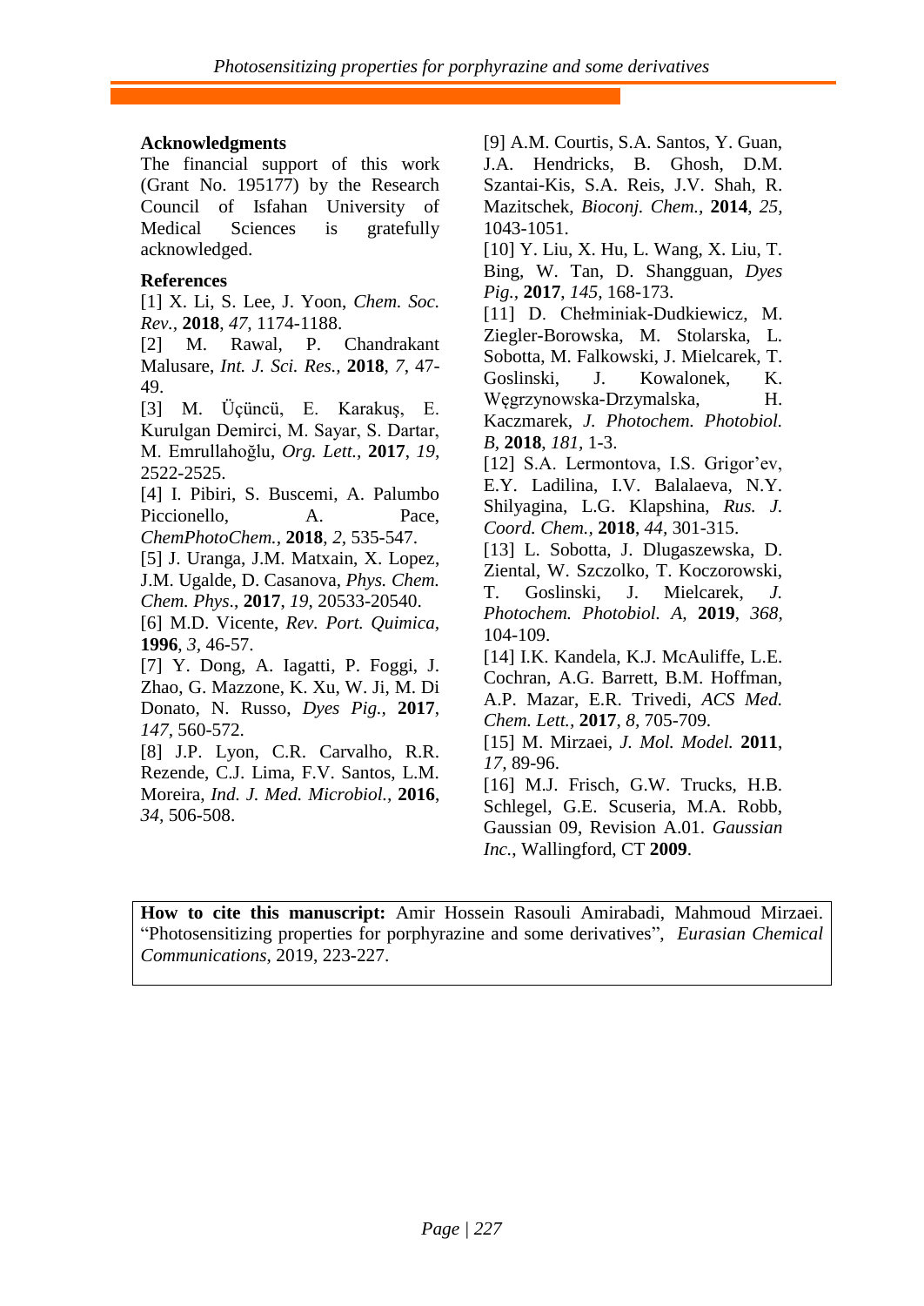## Acknowledgments

The financial support of this work (Grant No. 195177) by the Research Council of Isfahan University of Medical Sciences is gratefully acknowledged.

## References

[1] X. Li, S. Lee, J. Yoon, *Chem. Soc. Rev.*, **2018**, *47*, 1174-1188.

[2] M. Rawal, P. Chandrakant Malusare, *Int. J. Sci. Res.*, **2018**, *7*, 47-49.

[3] M. Üçüncü, E. Karakuş, E. Kurulgan Demirci, M. Sayar, S. Dartar, M. Emrullahoğlu, *Org. Lett.*, **2017**, *19*, 2522-2525.

[4] I. Pibiri, S. Buscemi, A. Palumbo Piccionello, A. Pace, *ChemPhotoChem.*, **2018**, *2*, 535-547.

[5] J. Uranga, J.M. Matxain, X. Lopez, J.M. Ugalde, D. Casanova, *Phys. Chem. Chem. Phys*., **2017**, *19*, 20533-20540.

[6] M.D. Vicente, *Rev. Port. Quimica,* **1996**, *3*, 46-57.

[7] Y. Dong, A. Iagatti, P. Foggi, J. Zhao, G. Mazzone, K. Xu, W. Ji, M. Di Donato, N. Russo, *Dyes Pig.,* **2017**, *147*, 560-572.

[8] J.P. Lyon, C.R. Carvalho, R.R. Rezende, C.J. Lima, F.V. Santos, L.M. Moreira, *Ind. J. Med. Microbiol.*, **2016**, *34*, 506-508.

[9] A.M. Courtis, S.A. Santos, Y. Guan, J.A. Hendricks, B. Ghosh, D.M. Szantai-Kis, S.A. Reis, J.V. Shah, R. Mazitschek, *Bioconj. Chem.,* **2014**, *25*, 1043-1051.

[10] Y. Liu, X. Hu, L. Wang, X. Liu, T. Bing, W. Tan, D. Shangguan, *Dyes Pig.*, **2017**, *145*, 168-173.

[11] D. Chełminiak-Dudkiewicz, M. Ziegler-Borowska, M. Stolarska, L. Sobotta, M. Falkowski, J. Mielcarek, T. Goslinski, J. Kowalonek, K. Węgrzynowska-Drzymalska, H. Kaczmarek, *J. Photochem. Photobiol. B*, **2018**, *181*, 1-3.

[12] S.A. Lermontova, I.S. Grigor'ev, E.Y. Ladilina, I.V. Balalaeva, N.Y. Shilyagina, L.G. Klapshina, *Rus. J. Coord. Chem.*, **2018**, *44*, 301-315.

[13] L. Sobotta, J. Dlugaszewska, D. Ziental, W. Szczolko, T. Koczorowski, T. Goslinski, J. Mielcarek, *J. Photochem. Photobiol. A*, **2019**, *368*, 104-109.

[14] I.K. Kandela, K.J. McAuliffe, L.E. Cochran, A.G. Barrett, B.M. Hoffman, A.P. Mazar, E.R. Trivedi, *ACS Med. Chem. Lett.*, **2017**, *8*, 705-709.

[15] M. Mirzaei, *J. Mol. Model.* **2011**, *17*, 89-96.

[16] M.J. Frisch, G.W. Trucks, H.B. Schlegel, G.E. Scuseria, M.A. Robb, Gaussian 09, Revision A.01. *Gaussian Inc.*, Wallingford, CT **2009**.

**How to cite this manuscript:** Amir Hossein Rasouli Amirabadi, Mahmoud Mirzaei. "Photosensitizing properties for porphyrazine and some derivatives", *Eurasian Chemical Communications*, 2019, 223-227.